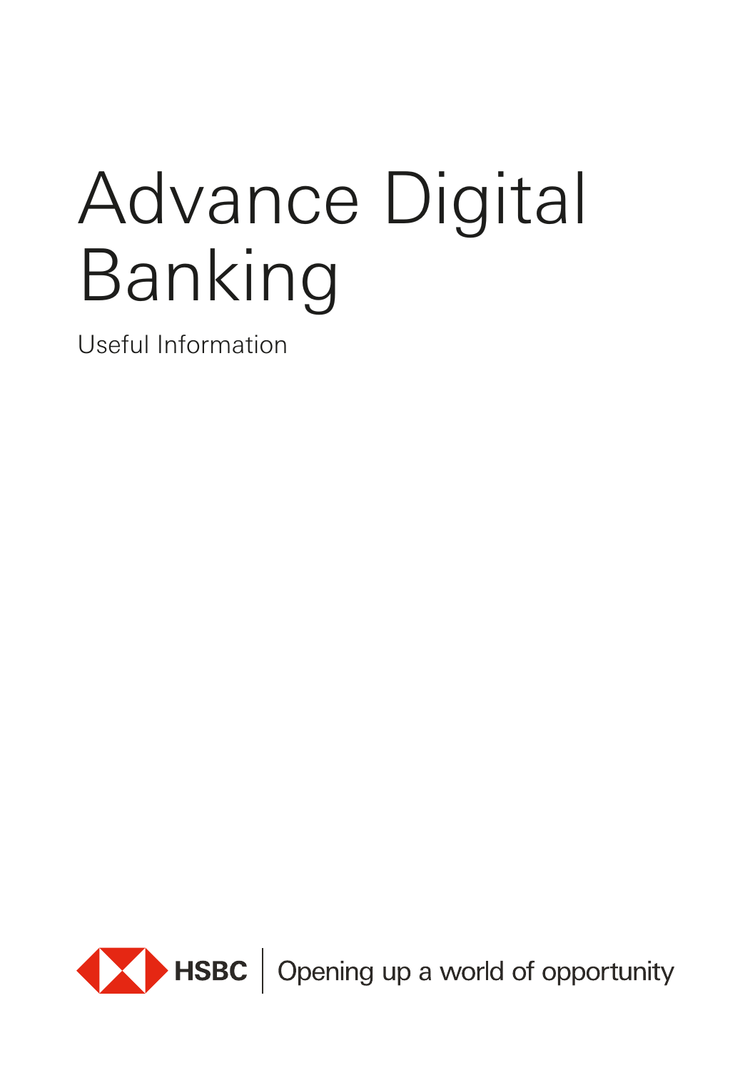# Advance Digital Banking

Useful Information

HSBC | Opening up a world of opportunity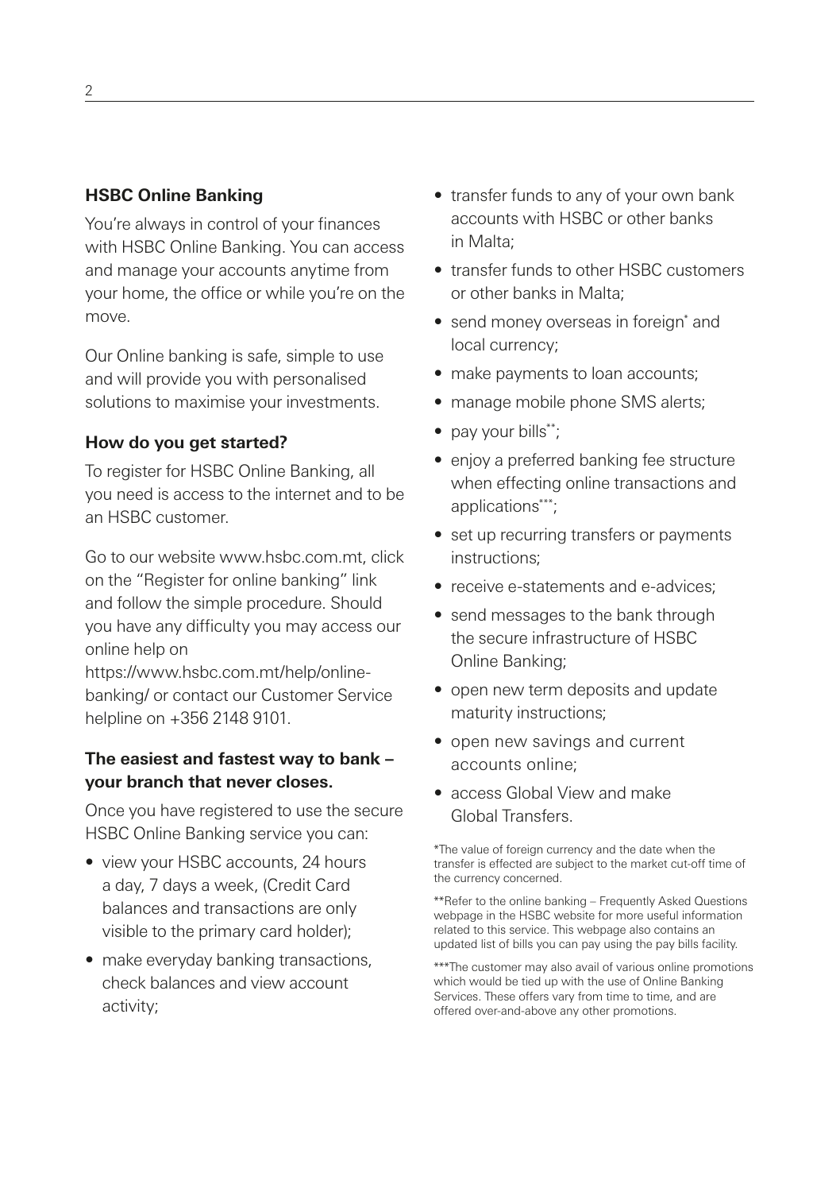## HSBC Online Banking

You're always in control of your finances with HSBC Online Banking. You can access and manage your accounts anytime from your home, the office or while you're on the move.

Our Online banking is safe, simple to use and will provide you with personalised solutions to maximise your investments.

### How do you get started?

To register for HSBC Online Banking, all you need is access to the internet and to be an HSBC customer.

Go to our website www.hsbc.com.mt, click on the "Register for online banking" link and follow the simple procedure. Should you have any difficulty you may access our online help on https://www.hsbc.com.mt/help/online-banking/ or contact our Customer Service helpline on +356 2148 9101.

### The easiest and fastest way to bank – your branch that never closes.

Once you have registered to use the secure HSBC Online Banking service you can:

- view your HSBC accounts, 24 hours a day, 7 days a week, (Credit Card balances and transactions are only visible to the primary card holder);
- make everyday banking transactions, check balances and view account activity;
- transfer funds to any of your own bank accounts with HSBC or other banks in Malta;
- transfer funds to other HSBC customers or other banks in Malta;
- send money overseas in foreign* and local currency;
- make payments to loan accounts;
- manage mobile phone SMS alerts;
- pay your bills**;
- enjoy a preferred banking fee structure when effecting online transactions and applications***;
- set up recurring transfers or payments instructions;
- receive e-statements and e-advices;
- send messages to the bank through the secure infrastructure of HSBC Online Banking;
- open new term deposits and update maturity instructions;
- open new savings and current accounts online;
- access Global View and make Global Transfers.

*The value of foreign currency and the date when the transfer is effected are subject to the market cut-off time of the currency concerned.

**Refer to the online banking – Frequently Asked Questions webpage in the HSBC website for more useful information related to this service. This webpage also contains an updated list of bills you can pay using the pay bills facility.

***The customer may also avail of various online promotions which would be tied up with the use of Online Banking Services. These offers vary from time to time, and are offered over-and-above any other promotions.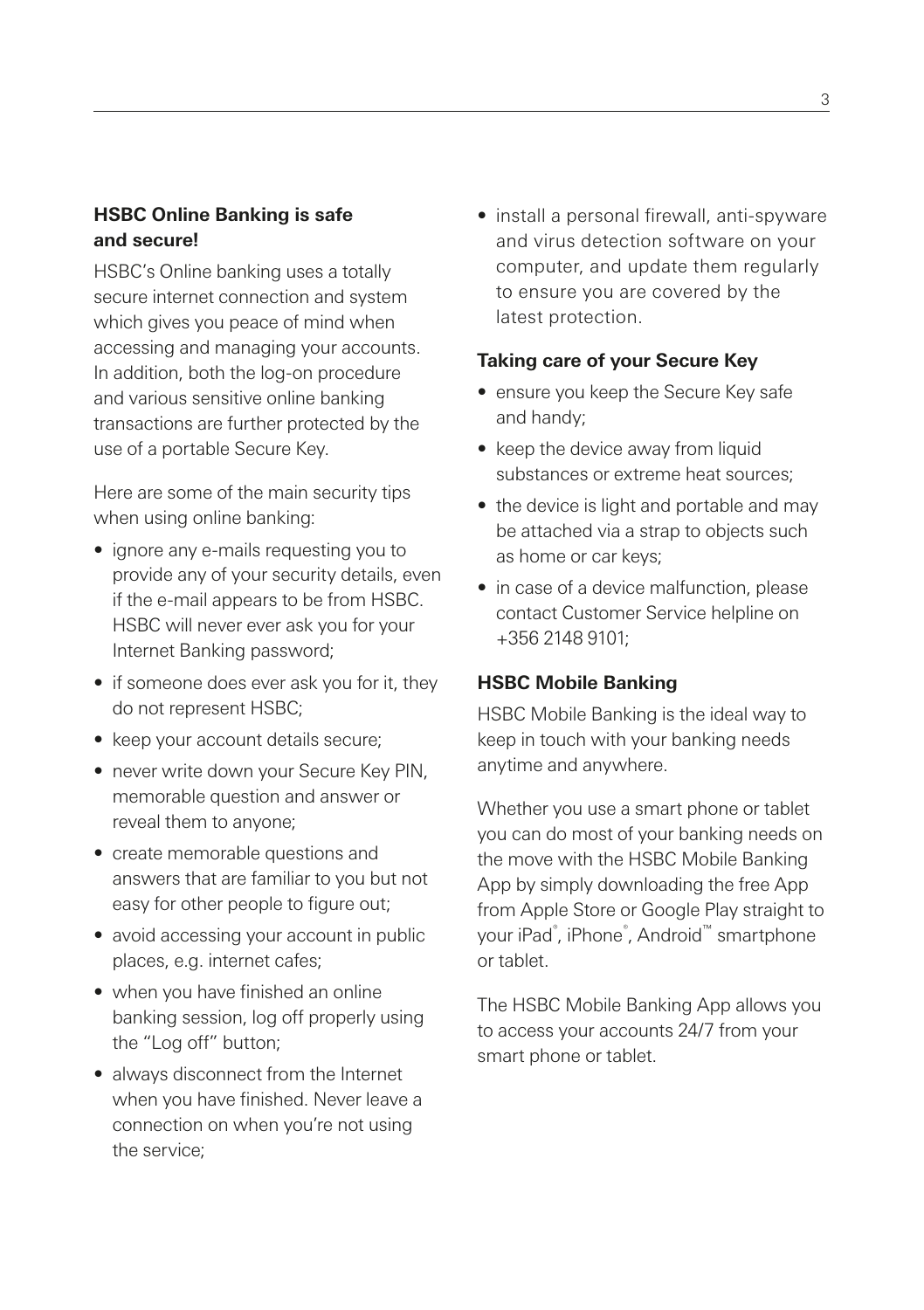### HSBC Online Banking is safe and secure!

HSBC's Online banking uses a totally secure internet connection and system which gives you peace of mind when accessing and managing your accounts. In addition, both the log-on procedure and various sensitive online banking transactions are further protected by the use of a portable Secure Key.

Here are some of the main security tips when using online banking:

- ignore any e-mails requesting you to provide any of your security details, even if the e-mail appears to be from HSBC. HSBC will never ever ask you for your Internet Banking password;
- if someone does ever ask you for it, they do not represent HSBC;
- keep your account details secure;
- never write down your Secure Key PIN, memorable question and answer or reveal them to anyone;
- create memorable questions and answers that are familiar to you but not easy for other people to figure out;
- avoid accessing your account in public places, e.g. internet cafes;
- when you have finished an online banking session, log off properly using the "Log off" button;
- always disconnect from the Internet when you have finished. Never leave a connection on when you're not using the service;
- install a personal firewall, anti-spyware and virus detection software on your computer, and update them regularly to ensure you are covered by the latest protection.

### Taking care of your Secure Key

- ensure you keep the Secure Key safe and handy;
- keep the device away from liquid substances or extreme heat sources;
- the device is light and portable and may be attached via a strap to objects such as home or car keys;
- in case of a device malfunction, please contact Customer Service helpline on +356 2148 9101;

### HSBC Mobile Banking

HSBC Mobile Banking is the ideal way to keep in touch with your banking needs anytime and anywhere.

Whether you use a smart phone or tablet you can do most of your banking needs on the move with the HSBC Mobile Banking App by simply downloading the free App from Apple Store or Google Play straight to your iPad®, iPhone®, Android™ smartphone or tablet.

The HSBC Mobile Banking App allows you to access your accounts 24/7 from your smart phone or tablet.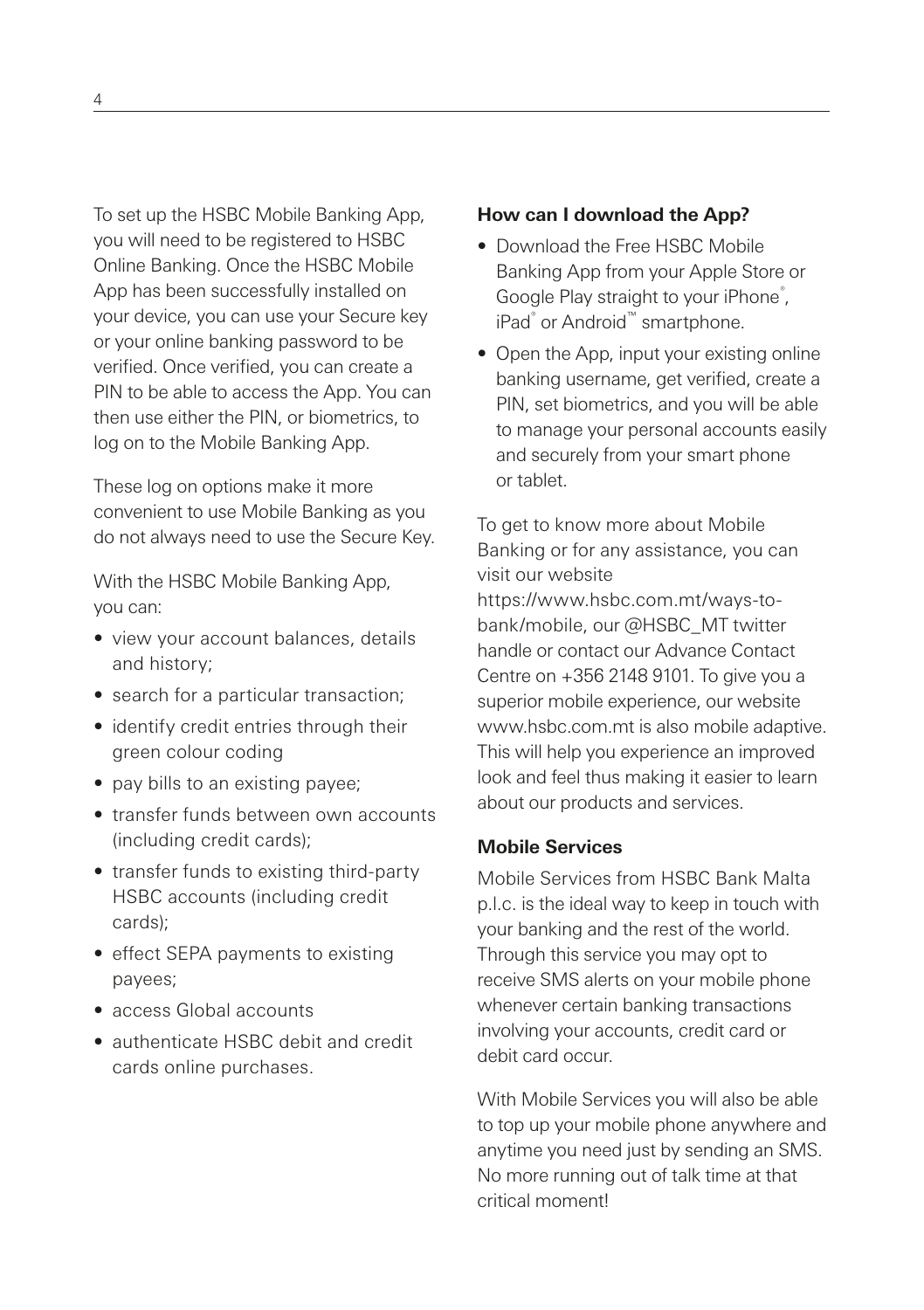To set up the HSBC Mobile Banking App, you will need to be registered to HSBC Online Banking. Once the HSBC Mobile App has been successfully installed on your device, you can use your Secure key or your online banking password to be verified. Once verified, you can create a PIN to be able to access the App. You can then use either the PIN, or biometrics, to log on to the Mobile Banking App.

These log on options make it more convenient to use Mobile Banking as you do not always need to use the Secure Key.

With the HSBC Mobile Banking App, you can:

- view your account balances, details and history;
- search for a particular transaction;
- identify credit entries through their green colour coding
- pay bills to an existing payee;
- transfer funds between own accounts (including credit cards);
- transfer funds to existing third-party HSBC accounts (including credit cards);
- effect SEPA payments to existing payees;
- access Global accounts
- authenticate HSBC debit and credit cards online purchases.

**How can I download the App?**

- Download the Free HSBC Mobile Banking App from your Apple Store or Google Play straight to your iPhone®, iPad® or Android™ smartphone.
- Open the App, input your existing online banking username, get verified, create a PIN, set biometrics, and you will be able to manage your personal accounts easily and securely from your smart phone or tablet.

To get to know more about Mobile Banking or for any assistance, you can visit our website https://www.hsbc.com.mt/ways-to-bank/mobile, our @HSBC_MT twitter handle or contact our Advance Contact Centre on +356 2148 9101. To give you a superior mobile experience, our website www.hsbc.com.mt is also mobile adaptive. This will help you experience an improved look and feel thus making it easier to learn about our products and services.

**Mobile Services**

Mobile Services from HSBC Bank Malta p.l.c. is the ideal way to keep in touch with your banking and the rest of the world. Through this service you may opt to receive SMS alerts on your mobile phone whenever certain banking transactions involving your accounts, credit card or debit card occur.

With Mobile Services you will also be able to top up your mobile phone anywhere and anytime you need just by sending an SMS. No more running out of talk time at that critical moment!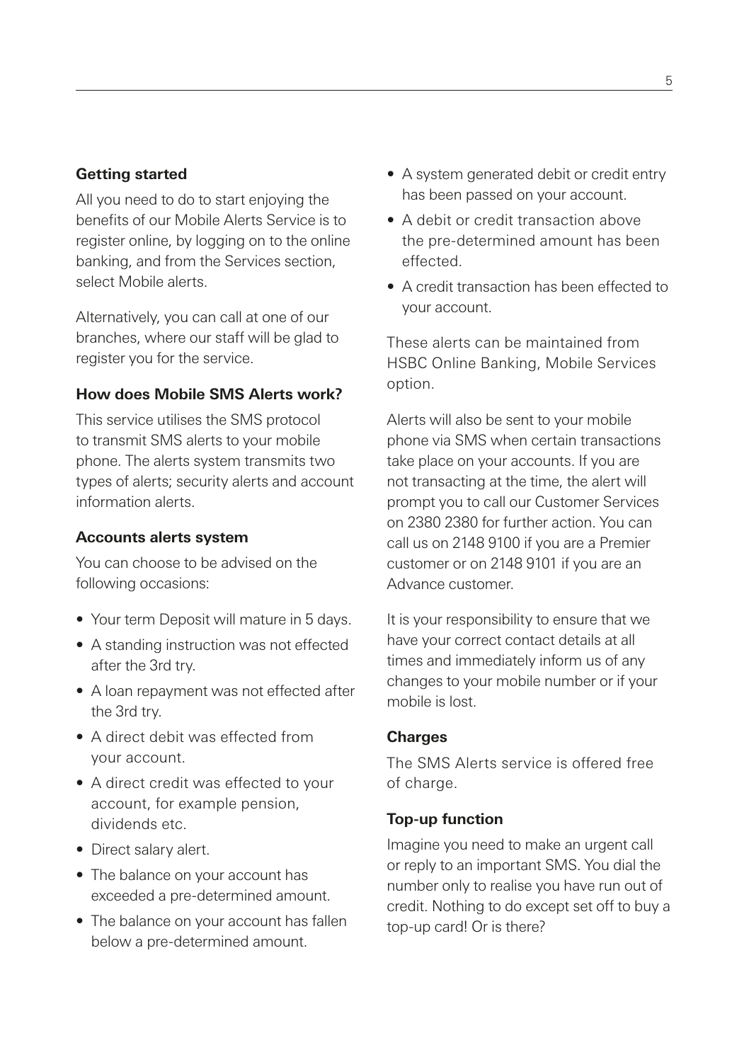### Getting started

All you need to do to start enjoying the benefits of our Mobile Alerts Service is to register online, by logging on to the online banking, and from the Services section, select Mobile alerts.

Alternatively, you can call at one of our branches, where our staff will be glad to register you for the service.

### How does Mobile SMS Alerts work?

This service utilises the SMS protocol to transmit SMS alerts to your mobile phone. The alerts system transmits two types of alerts; security alerts and account information alerts.

### Accounts alerts system

You can choose to be advised on the following occasions:

- Your term Deposit will mature in 5 days.
- A standing instruction was not effected after the 3rd try.
- A loan repayment was not effected after the 3rd try.
- A direct debit was effected from your account.
- A direct credit was effected to your account, for example pension, dividends etc.
- Direct salary alert.
- The balance on your account has exceeded a pre-determined amount.
- The balance on your account has fallen below a pre-determined amount.
- A system generated debit or credit entry has been passed on your account.
- A debit or credit transaction above the pre-determined amount has been effected.
- A credit transaction has been effected to your account.

These alerts can be maintained from HSBC Online Banking, Mobile Services option.

Alerts will also be sent to your mobile phone via SMS when certain transactions take place on your accounts. If you are not transacting at the time, the alert will prompt you to call our Customer Services on 2380 2380 for further action. You can call us on 2148 9100 if you are a Premier customer or on 2148 9101 if you are an Advance customer.

It is your responsibility to ensure that we have your correct contact details at all times and immediately inform us of any changes to your mobile number or if your mobile is lost.

### Charges

The SMS Alerts service is offered free of charge.

### Top-up function

Imagine you need to make an urgent call or reply to an important SMS. You dial the number only to realise you have run out of credit. Nothing to do except set off to buy a top-up card! Or is there?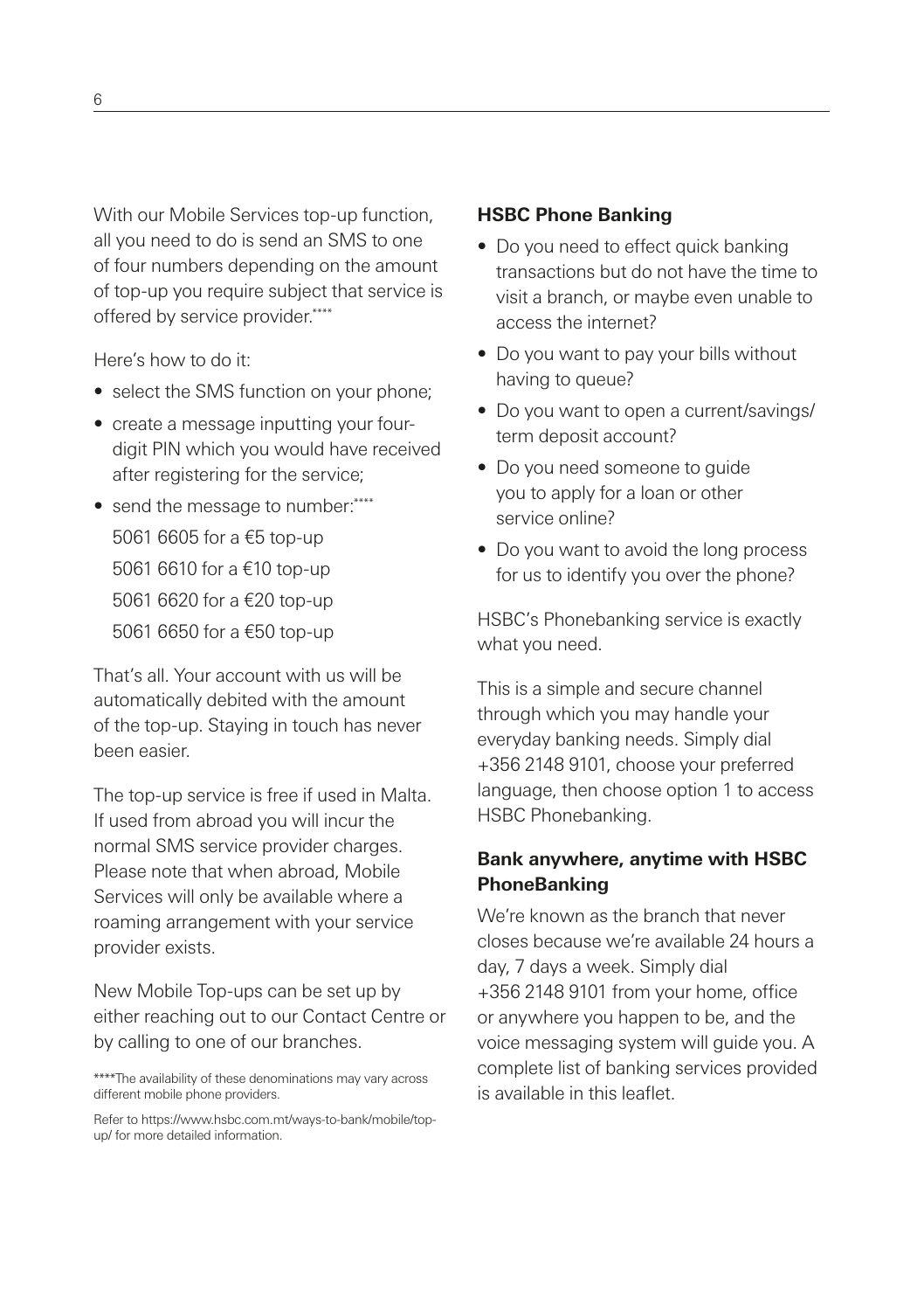With our Mobile Services top-up function, all you need to do is send an SMS to one of four numbers depending on the amount of top-up you require subject that service is offered by service provider.****

Here's how to do it:

- select the SMS function on your phone;
- create a message inputting your four-digit PIN which you would have received after registering for the service;
- send the message to number:****
  
  5061 6605 for a €5 top-up
  
  5061 6610 for a €10 top-up
  
  5061 6620 for a €20 top-up
  
  5061 6650 for a €50 top-up

That's all. Your account with us will be automatically debited with the amount of the top-up. Staying in touch has never been easier.

The top-up service is free if used in Malta. If used from abroad you will incur the normal SMS service provider charges. Please note that when abroad, Mobile Services will only be available where a roaming arrangement with your service provider exists.

New Mobile Top-ups can be set up by either reaching out to our Contact Centre or by calling to one of our branches.

****The availability of these denominations may vary across different mobile phone providers.

Refer to https://www.hsbc.com.mt/ways-to-bank/mobile/top-up/ for more detailed information.

**HSBC Phone Banking**

- Do you need to effect quick banking transactions but do not have the time to visit a branch, or maybe even unable to access the internet?
- Do you want to pay your bills without having to queue?
- Do you want to open a current/savings/term deposit account?
- Do you need someone to guide you to apply for a loan or other service online?
- Do you want to avoid the long process for us to identify you over the phone?

HSBC's Phonebanking service is exactly what you need.

This is a simple and secure channel through which you may handle your everyday banking needs. Simply dial +356 2148 9101, choose your preferred language, then choose option 1 to access HSBC Phonebanking.

**Bank anywhere, anytime with HSBC PhoneBanking**

We're known as the branch that never closes because we're available 24 hours a day, 7 days a week. Simply dial +356 2148 9101 from your home, office or anywhere you happen to be, and the voice messaging system will guide you. A complete list of banking services provided is available in this leaflet.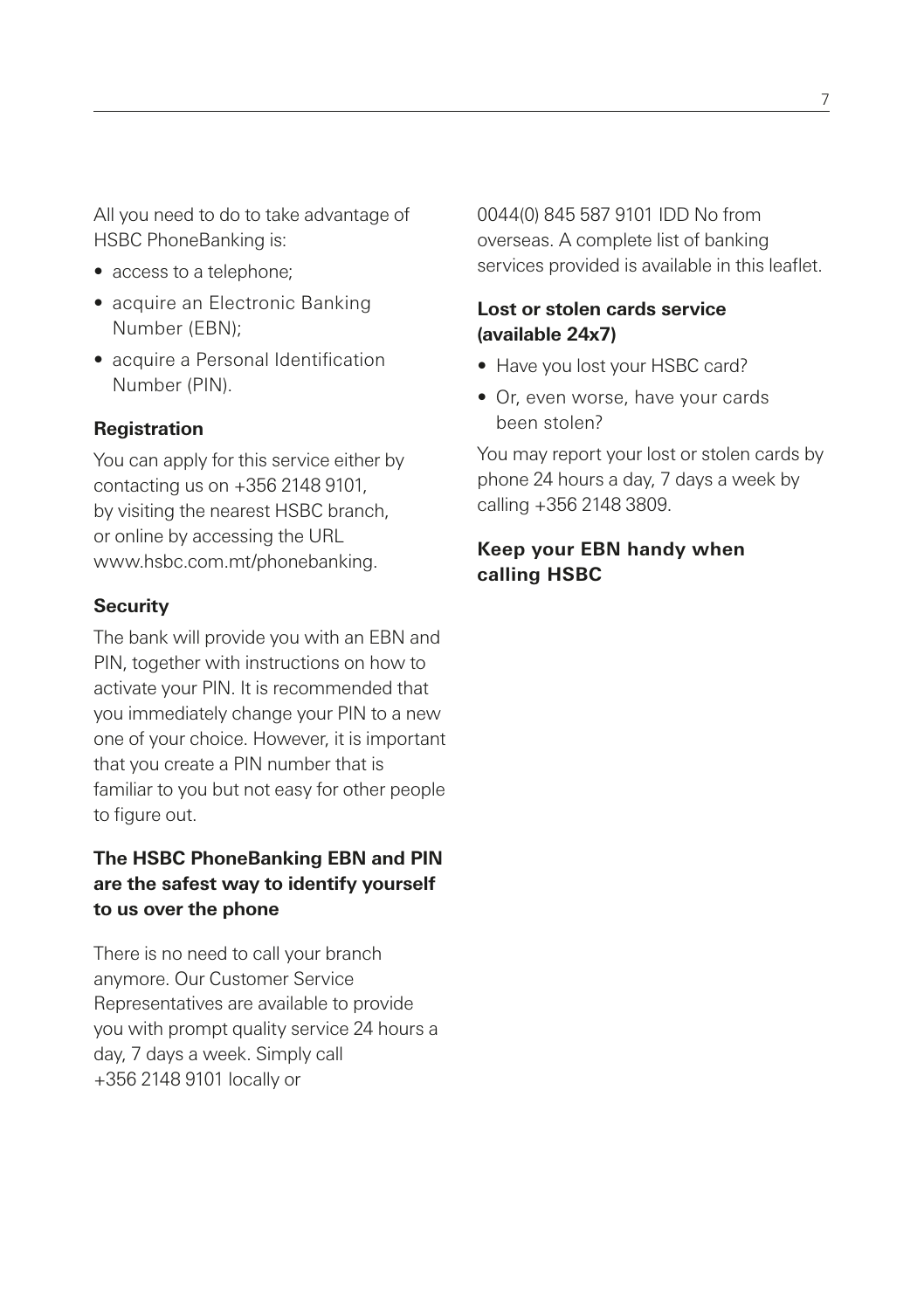All you need to do to take advantage of HSBC PhoneBanking is:

- access to a telephone;
- acquire an Electronic Banking Number (EBN);
- acquire a Personal Identification Number (PIN).

**Registration**

You can apply for this service either by contacting us on +356 2148 9101, by visiting the nearest HSBC branch, or online by accessing the URL www.hsbc.com.mt/phonebanking.

**Security**

The bank will provide you with an EBN and PIN, together with instructions on how to activate your PIN. It is recommended that you immediately change your PIN to a new one of your choice. However, it is important that you create a PIN number that is familiar to you but not easy for other people to figure out.

**The HSBC PhoneBanking EBN and PIN are the safest way to identify yourself to us over the phone**

There is no need to call your branch anymore. Our Customer Service Representatives are available to provide you with prompt quality service 24 hours a day, 7 days a week. Simply call +356 2148 9101 locally or 0044(0) 845 587 9101 IDD No from overseas. A complete list of banking services provided is available in this leaflet.

**Lost or stolen cards service (available 24x7)**

- Have you lost your HSBC card?
- Or, even worse, have your cards been stolen?

You may report your lost or stolen cards by phone 24 hours a day, 7 days a week by calling +356 2148 3809.

**Keep your EBN handy when calling HSBC**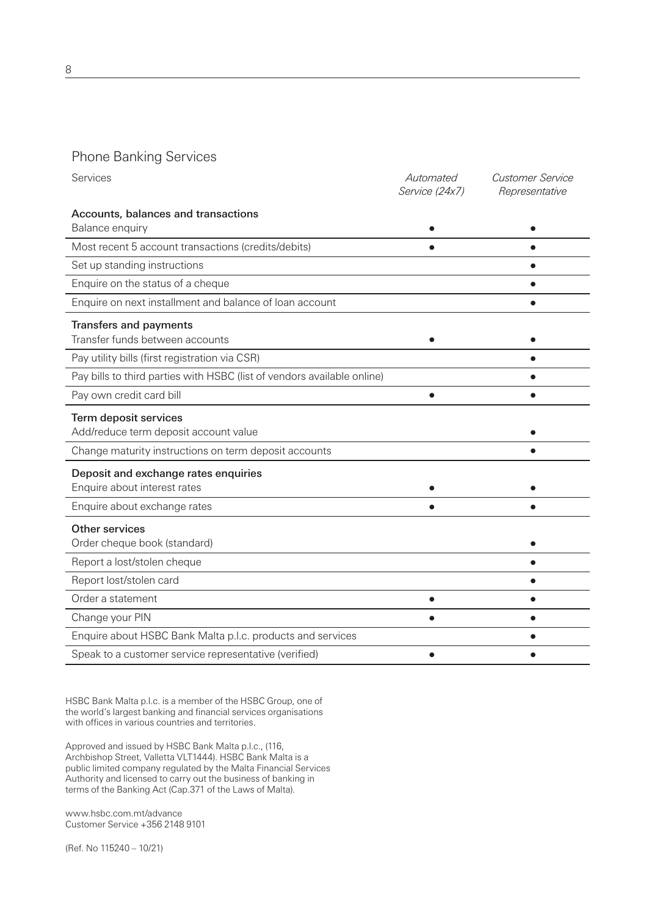## Phone Banking Services

| Services | *Automated Service (24x7)* | *Customer Service Representative* |
|---|---|---|
| **Accounts, balances and transactions** | | |
| Balance enquiry | ● | ● |
| Most recent 5 account transactions (credits/debits) | ● | ● |
| Set up standing instructions | | ● |
| Enquire on the status of a cheque | | ● |
| Enquire on next installment and balance of loan account | | ● |
| **Transfers and payments** | | |
| Transfer funds between accounts | ● | ● |
| Pay utility bills (first registration via CSR) | | ● |
| Pay bills to third parties with HSBC (list of vendors available online) | | ● |
| Pay own credit card bill | ● | ● |
| **Term deposit services** | | |
| Add/reduce term deposit account value | | ● |
| Change maturity instructions on term deposit accounts | | ● |
| **Deposit and exchange rates enquiries** | | |
| Enquire about interest rates | ● | ● |
| Enquire about exchange rates | ● | ● |
| **Other services** | | |
| Order cheque book (standard) | | ● |
| Report a lost/stolen cheque | | ● |
| Report lost/stolen card | | ● |
| Order a statement | ● | ● |
| Change your PIN | ● | ● |
| Enquire about HSBC Bank Malta p.l.c. products and services | | ● |
| Speak to a customer service representative (verified) | ● | ● |

HSBC Bank Malta p.l.c. is a member of the HSBC Group, one of the world's largest banking and financial services organisations with offices in various countries and territories.

Approved and issued by HSBC Bank Malta p.l.c., (116, Archbishop Street, Valletta VLT1444). HSBC Bank Malta is a public limited company regulated by the Malta Financial Services Authority and licensed to carry out the business of banking in terms of the Banking Act (Cap.371 of the Laws of Malta).

www.hsbc.com.mt/advance
Customer Service +356 2148 9101

(Ref. No 115240 – 10/21)